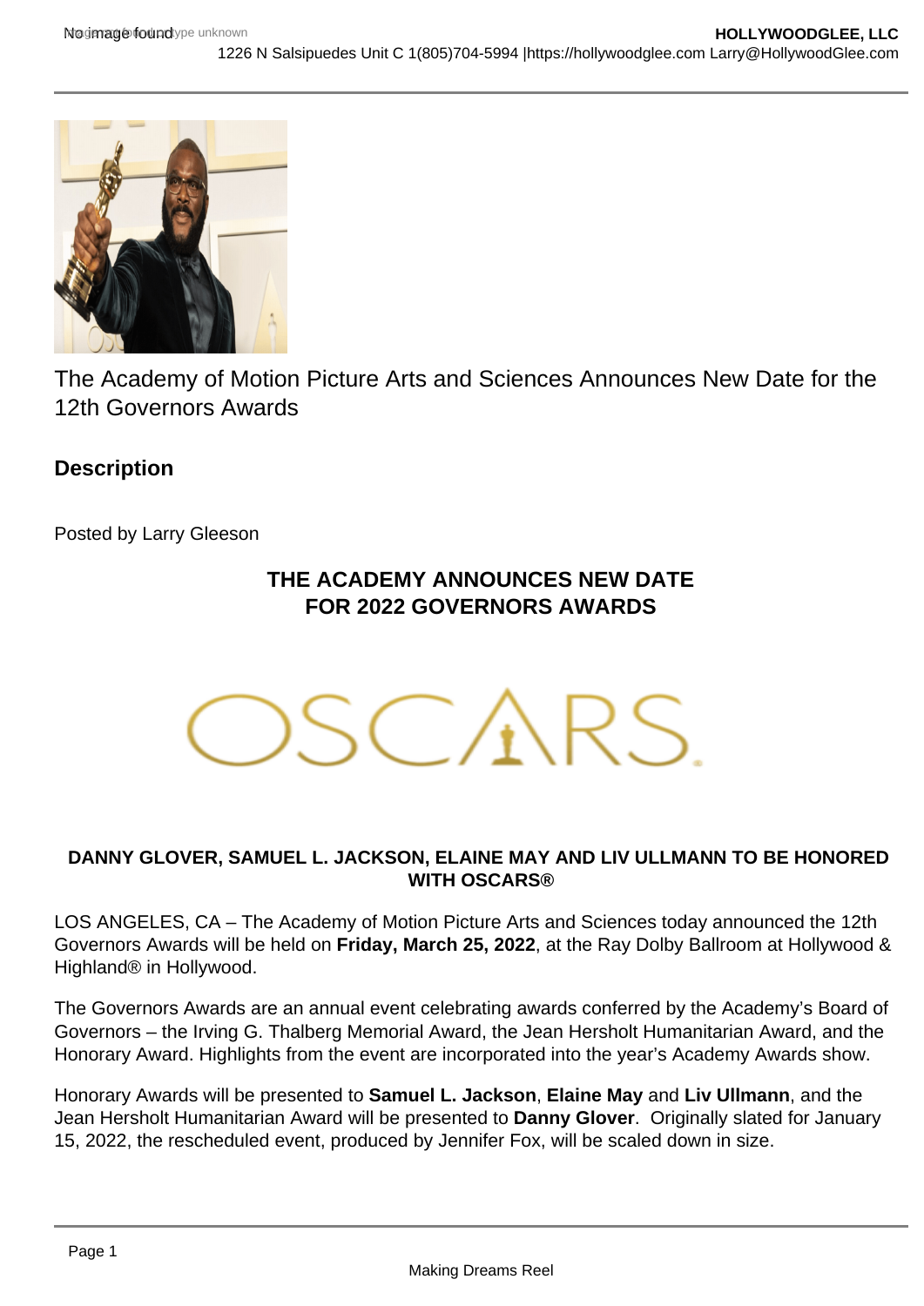The Academy of Motion Picture Arts and Sciences Announces New Date for the 12th Governors Awards

## Description

Posted by Larry Gleeson

**THE ACADEMY ANNOUNCES NEW DATE FOR 2022 GOVERNORS AWARDS**

**DANNY GLOVER, SAMUEL L. JACKSON, ELAINE MAY AND LIV ULLMANN TO BE HONORED WITH OSCARS®**

LOS ANGELES, CA – The Academy of Motion Picture Arts and Sciences today announced the 12th Governors Awards will be held on **Friday, March 25, 2022**, at the Ray Dolby Ballroom at Hollywood & Highland® in Hollywood.

The Governors Awards are an annual event celebrating awards conferred by the Academy's Board of Governors – the Irving G. Thalberg Memorial Award, the Jean Hersholt Humanitarian Award, and the Honorary Award. Highlights from the event are incorporated into the year's Academy Awards show.

Honorary Awards will be presented to **Samuel L. Jackson**, **Elaine May** and **Liv Ullmann**, and the Jean Hersholt Humanitarian Award will be presented to **Danny Glover**. Originally slated for January 15, 2022, the rescheduled event, produced by Jennifer Fox, will be scaled down in size.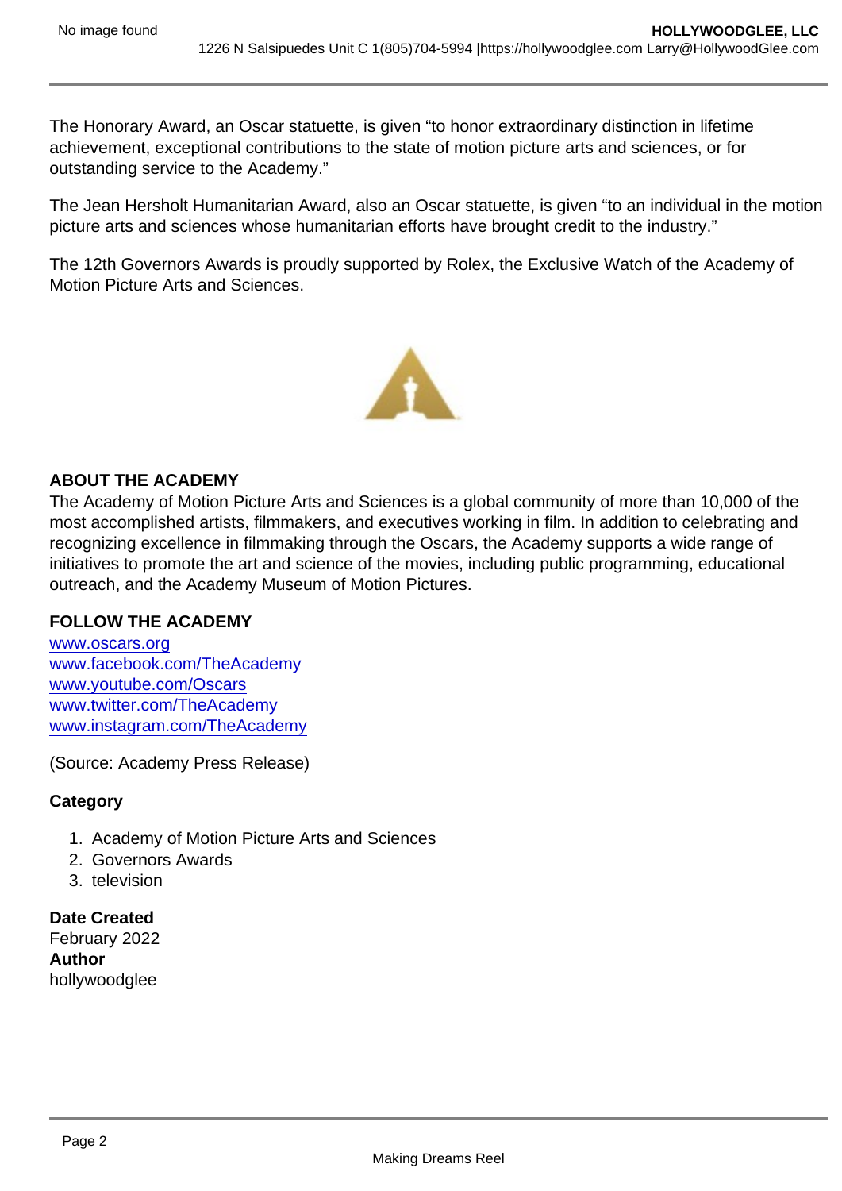The Honorary Award, an Oscar statuette, is given "to honor extraordinary distinction in lifetime achievement, exceptional contributions to the state of motion picture arts and sciences, or for outstanding service to the Academy."

The Jean Hersholt Humanitarian Award, also an Oscar statuette, is given "to an individual in the motion picture arts and sciences whose humanitarian efforts have brought credit to the industry."

The 12th Governors Awards is proudly supported by Rolex, the Exclusive Watch of the Academy of Motion Picture Arts and Sciences.

**ABOUT THE ACADEMY**

The Academy of Motion Picture Arts and Sciences is a global community of more than 10,000 of the most accomplished artists, filmmakers, and executives working in film. In addition to celebrating and recognizing excellence in filmmaking through the Oscars, the Academy supports a wide range of initiatives to promote the art and science of the movies, including public programming, educational outreach, and the Academy Museum of Motion Pictures.

**FOLLOW THE ACADEMY**

www.oscars.org
www.facebook.com/TheAcademy
www.youtube.com/Oscars
www.twitter.com/TheAcademy
www.instagram.com/TheAcademy

(Source: Academy Press Release)

**Category**

1. Academy of Motion Picture Arts and Sciences
2. Governors Awards
3. television

**Date Created**
February 2022
**Author**
hollywoodglee